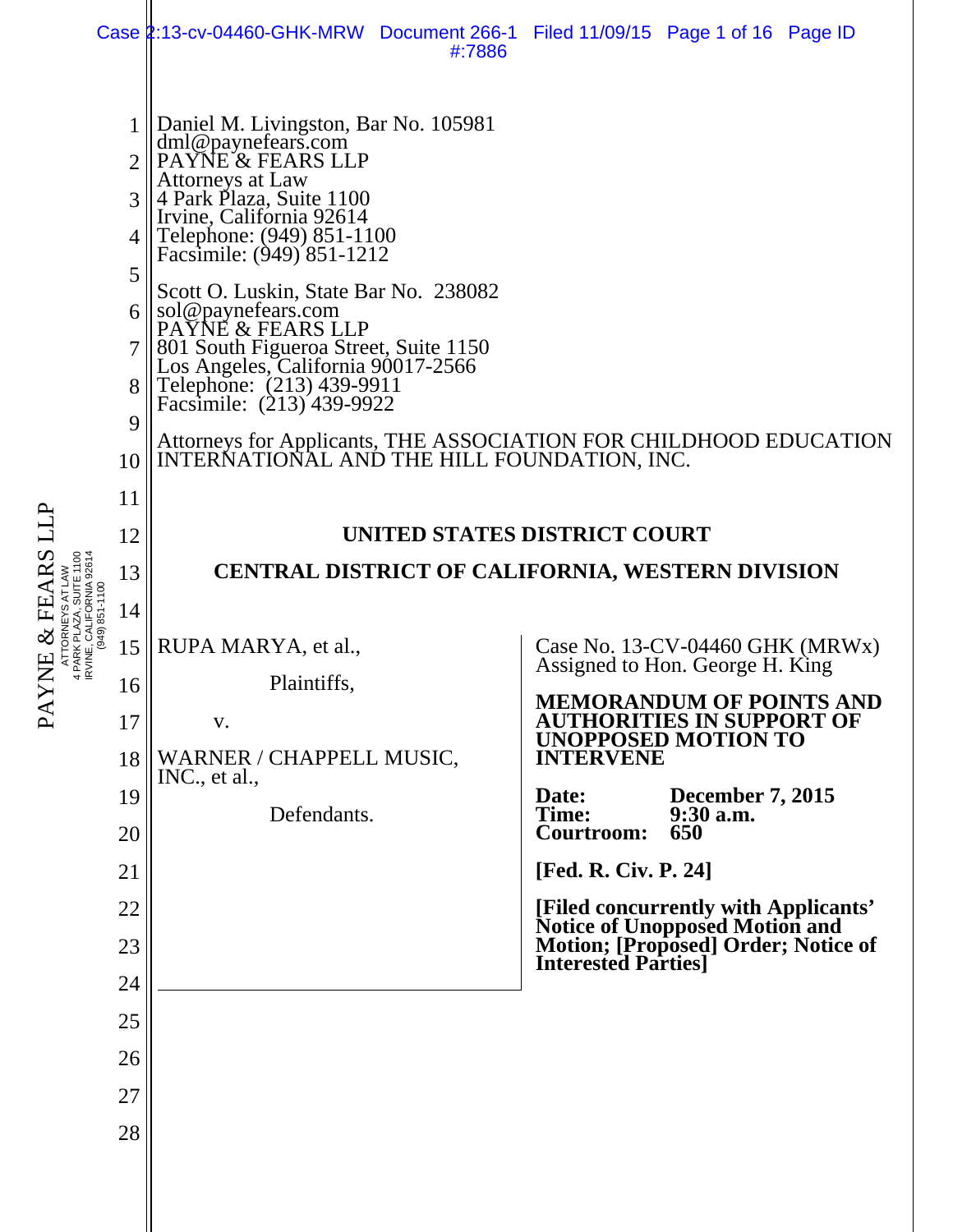Daniel M. Livingston, Bar No. 105981
dml@paynefears.com
PAYNE & FEARS LLP
Attorneys at Law
4 Park Plaza, Suite 1100
Irvine, California 92614
Telephone: (949) 851-1100
Facsimile: (949) 851-1212

Scott O. Luskin, State Bar No. 238082
sol@paynefears.com
PAYNE & FEARS LLP
801 South Figueroa Street, Suite 1150
Los Angeles, California 90017-2566
Telephone: (213) 439-9911
Facsimile: (213) 439-9922

Attorneys for Applicants, THE ASSOCIATION FOR CHILDHOOD EDUCATION INTERNATIONAL AND THE HILL FOUNDATION, INC.

**UNITED STATES DISTRICT COURT**

**CENTRAL DISTRICT OF CALIFORNIA, WESTERN DIVISION**

RUPA MARYA, et al.,

Plaintiffs,

v.

WARNER / CHAPPELL MUSIC, INC., et al.,

Defendants.

Case No. 13-CV-04460 GHK (MRWx)
Assigned to Hon. George H. King

**MEMORANDUM OF POINTS AND AUTHORITIES IN SUPPORT OF UNOPPOSED MOTION TO INTERVENE**

**Date:** **December 7, 2015**
**Time:** **9:30 a.m.**
**Courtroom:** **650**

**[Fed. R. Civ. P. 24]**

**[Filed concurrently with Applicants' Notice of Unopposed Motion and Motion; [Proposed] Order; Notice of Interested Parties]**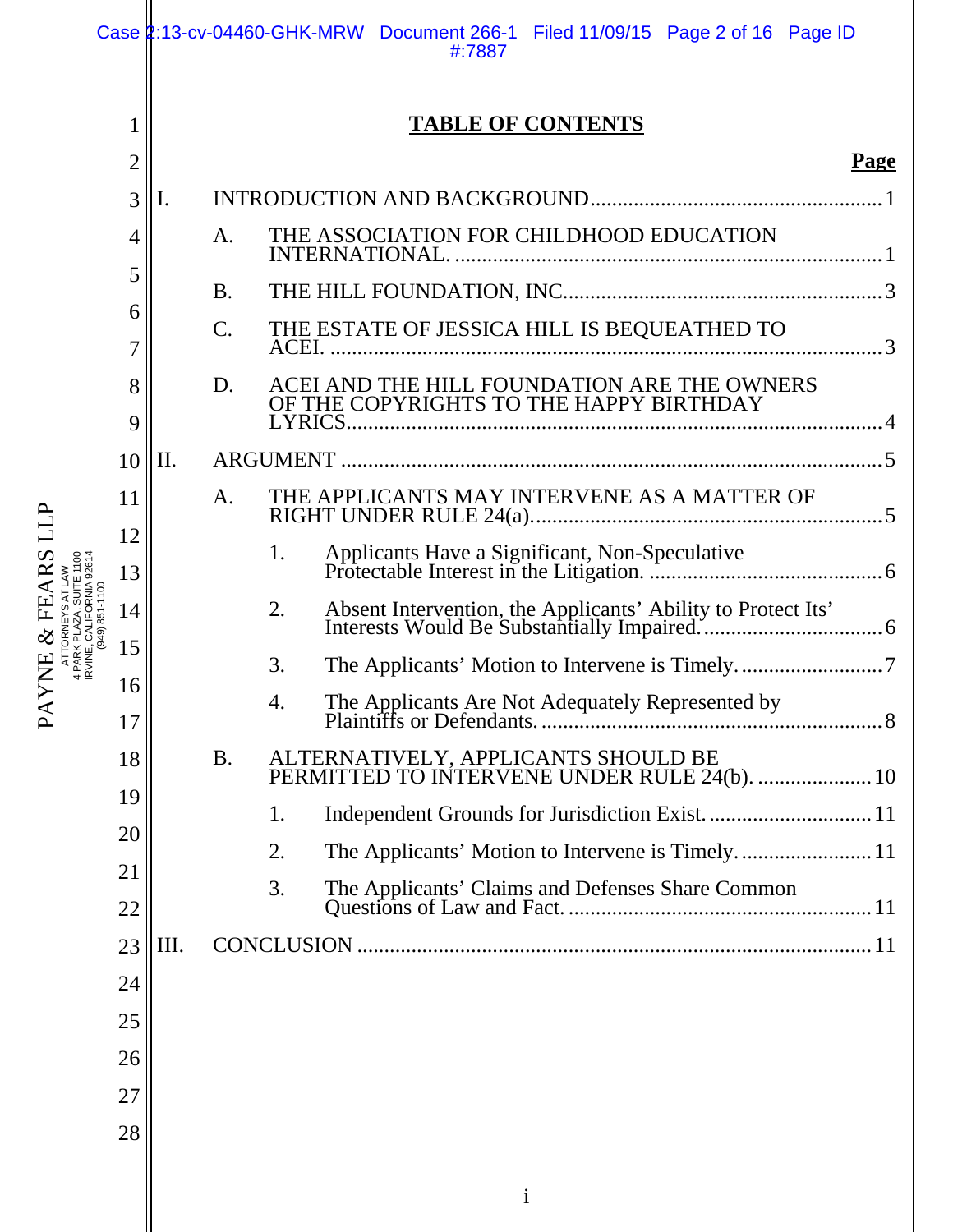# TABLE OF CONTENTS

**Page**

I. INTRODUCTION AND BACKGROUND ..... 1

- A. THE ASSOCIATION FOR CHILDHOOD EDUCATION INTERNATIONAL. ..... 1
- B. THE HILL FOUNDATION, INC ..... 3
- C. THE ESTATE OF JESSICA HILL IS BEQUEATHED TO ACEI. ..... 3
- D. ACEI AND THE HILL FOUNDATION ARE THE OWNERS OF THE COPYRIGHTS TO THE HAPPY BIRTHDAY LYRICS ..... 4

II. ARGUMENT ..... 5

- A. THE APPLICANTS MAY INTERVENE AS A MATTER OF RIGHT UNDER RULE 24(a). ..... 5
  1. Applicants Have a Significant, Non-Speculative Protectable Interest in the Litigation. ..... 6
  2. Absent Intervention, the Applicants' Ability to Protect Its' Interests Would Be Substantially Impaired. ..... 6
  3. The Applicants' Motion to Intervene is Timely. ..... 7
  4. The Applicants Are Not Adequately Represented by Plaintiffs or Defendants. ..... 8
- B. ALTERNATIVELY, APPLICANTS SHOULD BE PERMITTED TO INTERVENE UNDER RULE 24(b). ..... 10
  1. Independent Grounds for Jurisdiction Exist. ..... 11
  2. The Applicants' Motion to Intervene is Timely. ..... 11
  3. The Applicants' Claims and Defenses Share Common Questions of Law and Fact. ..... 11

III. CONCLUSION ..... 11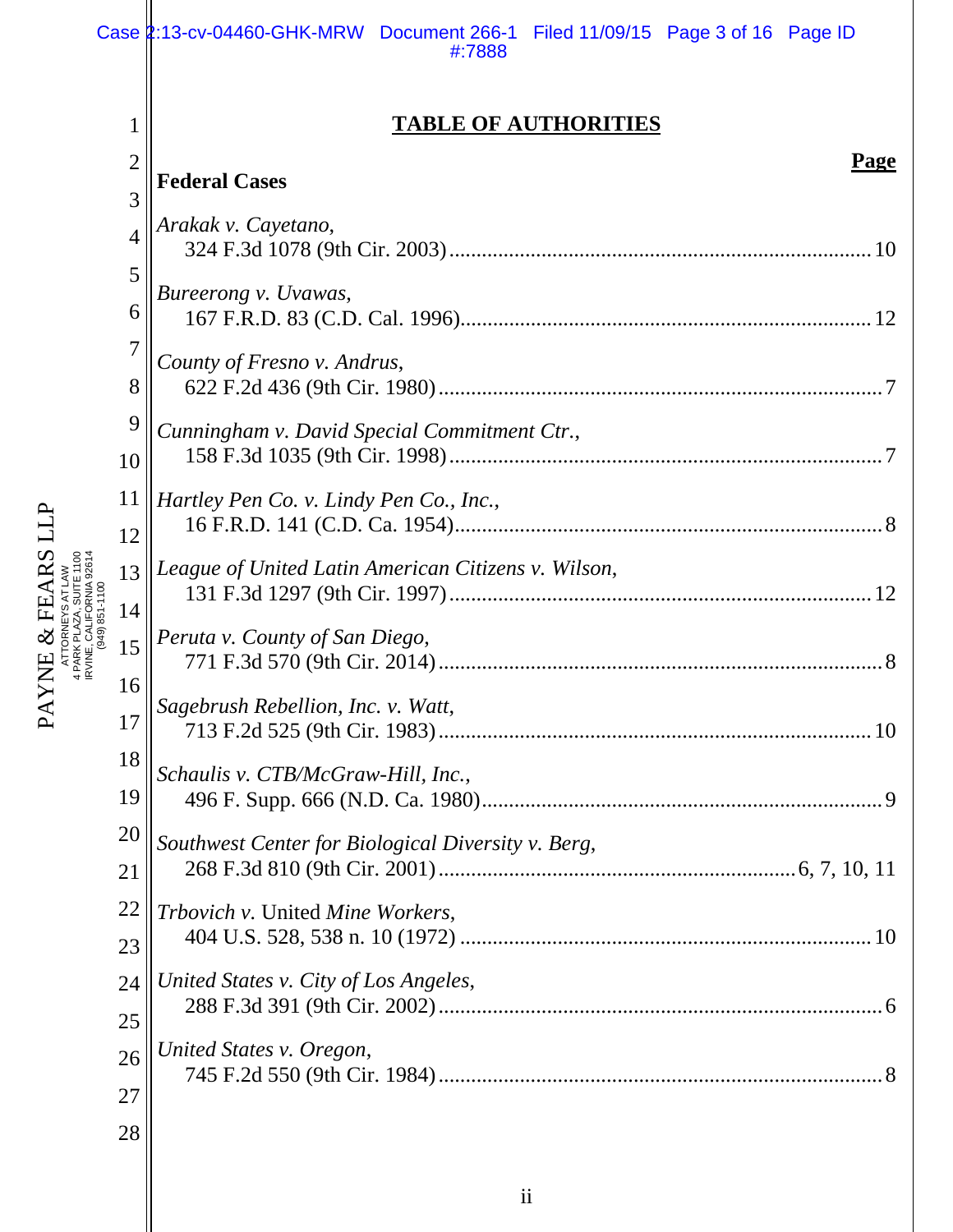# TABLE OF AUTHORITIES

**Page**

**Federal Cases**

*Arakak v. Cayetano*,
324 F.3d 1078 (9th Cir. 2003) .......... 10

*Bureerong v. Uvawas,*
167 F.R.D. 83 (C.D. Cal. 1996) .......... 12

*County of Fresno v. Andrus*,
622 F.2d 436 (9th Cir. 1980) .......... 7

*Cunningham v. David Special Commitment Ctr.*,
158 F.3d 1035 (9th Cir. 1998) .......... 7

*Hartley Pen Co. v. Lindy Pen Co., Inc.*,
16 F.R.D. 141 (C.D. Ca. 1954) .......... 8

*League of United Latin American Citizens v. Wilson*,
131 F.3d 1297 (9th Cir. 1997) .......... 12

*Peruta v. County of San Diego*,
771 F.3d 570 (9th Cir. 2014) .......... 8

*Sagebrush Rebellion, Inc. v. Watt*,
713 F.2d 525 (9th Cir. 1983) .......... 10

*Schaulis v. CTB/McGraw-Hill, Inc.*,
496 F. Supp. 666 (N.D. Ca. 1980) .......... 9

*Southwest Center for Biological Diversity v. Berg*,
268 F.3d 810 (9th Cir. 2001) .......... 6, 7, 10, 11

*Trbovich v.* United *Mine Workers*,
404 U.S. 528, 538 n. 10 (1972) .......... 10

*United States v. City of Los Angeles*,
288 F.3d 391 (9th Cir. 2002) .......... 6

*United States v. Oregon*,
745 F.2d 550 (9th Cir. 1984) .......... 8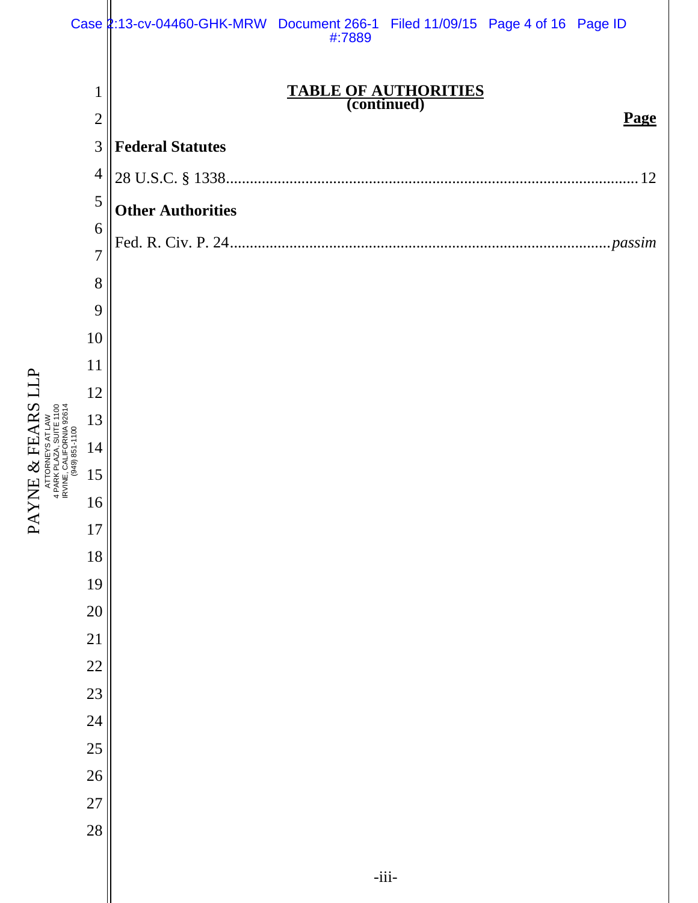# TABLE OF AUTHORITIES
**(continued)**

**Page**

**Federal Statutes**

28 U.S.C. § 1338 .......................................................................................... 12

**Other Authorities**

Fed. R. Civ. P. 24 .......................................................................................... *passim*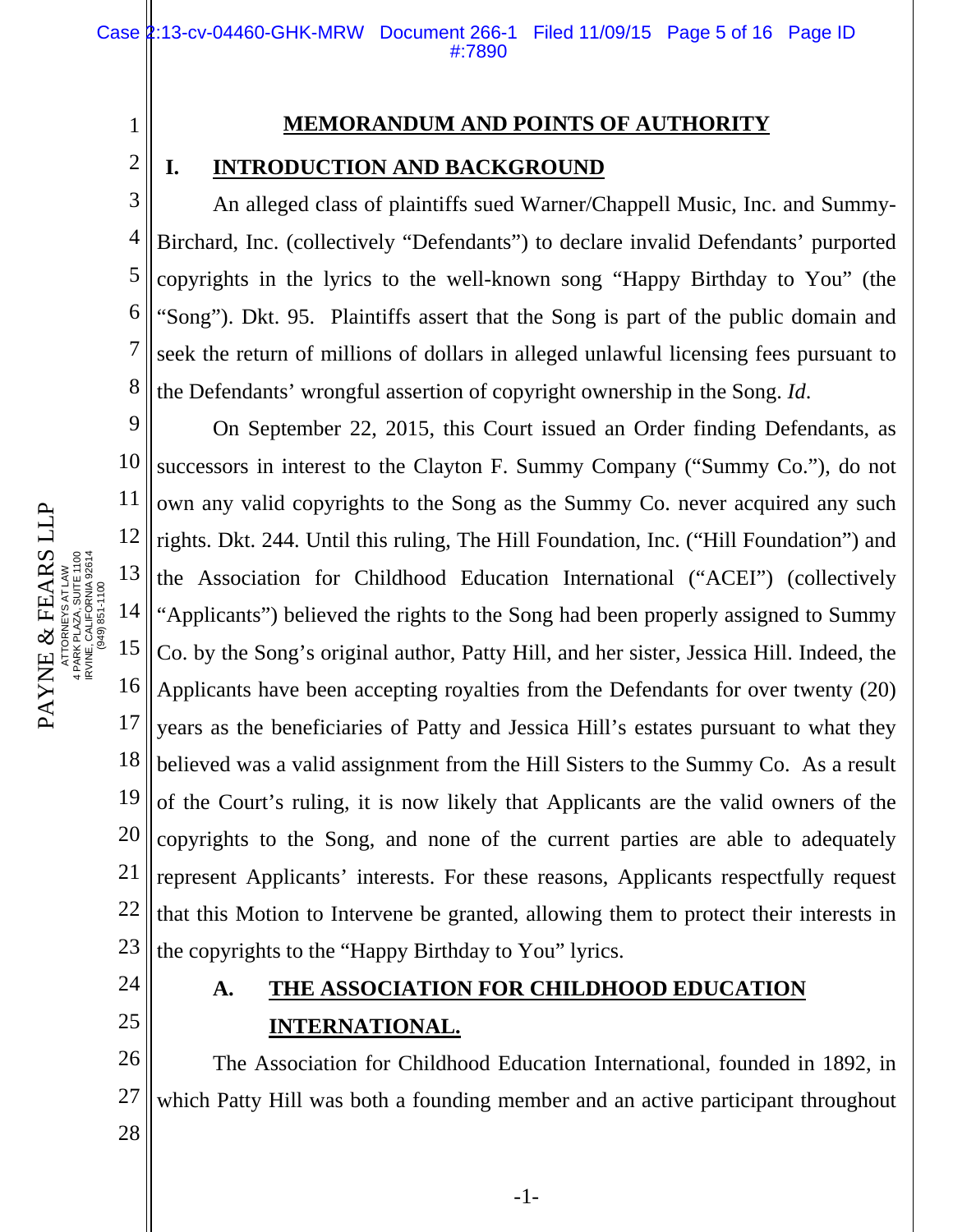## MEMORANDUM AND POINTS OF AUTHORITY

### I. INTRODUCTION AND BACKGROUND

An alleged class of plaintiffs sued Warner/Chappell Music, Inc. and Summy-Birchard, Inc. (collectively "Defendants") to declare invalid Defendants' purported copyrights in the lyrics to the well-known song "Happy Birthday to You" (the "Song"). Dkt. 95. Plaintiffs assert that the Song is part of the public domain and seek the return of millions of dollars in alleged unlawful licensing fees pursuant to the Defendants' wrongful assertion of copyright ownership in the Song. *Id*.

On September 22, 2015, this Court issued an Order finding Defendants, as successors in interest to the Clayton F. Summy Company ("Summy Co."), do not own any valid copyrights to the Song as the Summy Co. never acquired any such rights. Dkt. 244. Until this ruling, The Hill Foundation, Inc. ("Hill Foundation") and the Association for Childhood Education International ("ACEI") (collectively "Applicants") believed the rights to the Song had been properly assigned to Summy Co. by the Song's original author, Patty Hill, and her sister, Jessica Hill. Indeed, the Applicants have been accepting royalties from the Defendants for over twenty (20) years as the beneficiaries of Patty and Jessica Hill's estates pursuant to what they believed was a valid assignment from the Hill Sisters to the Summy Co. As a result of the Court's ruling, it is now likely that Applicants are the valid owners of the copyrights to the Song, and none of the current parties are able to adequately represent Applicants' interests. For these reasons, Applicants respectfully request that this Motion to Intervene be granted, allowing them to protect their interests in the copyrights to the "Happy Birthday to You" lyrics.

#### A. THE ASSOCIATION FOR CHILDHOOD EDUCATION INTERNATIONAL.

The Association for Childhood Education International, founded in 1892, in which Patty Hill was both a founding member and an active participant throughout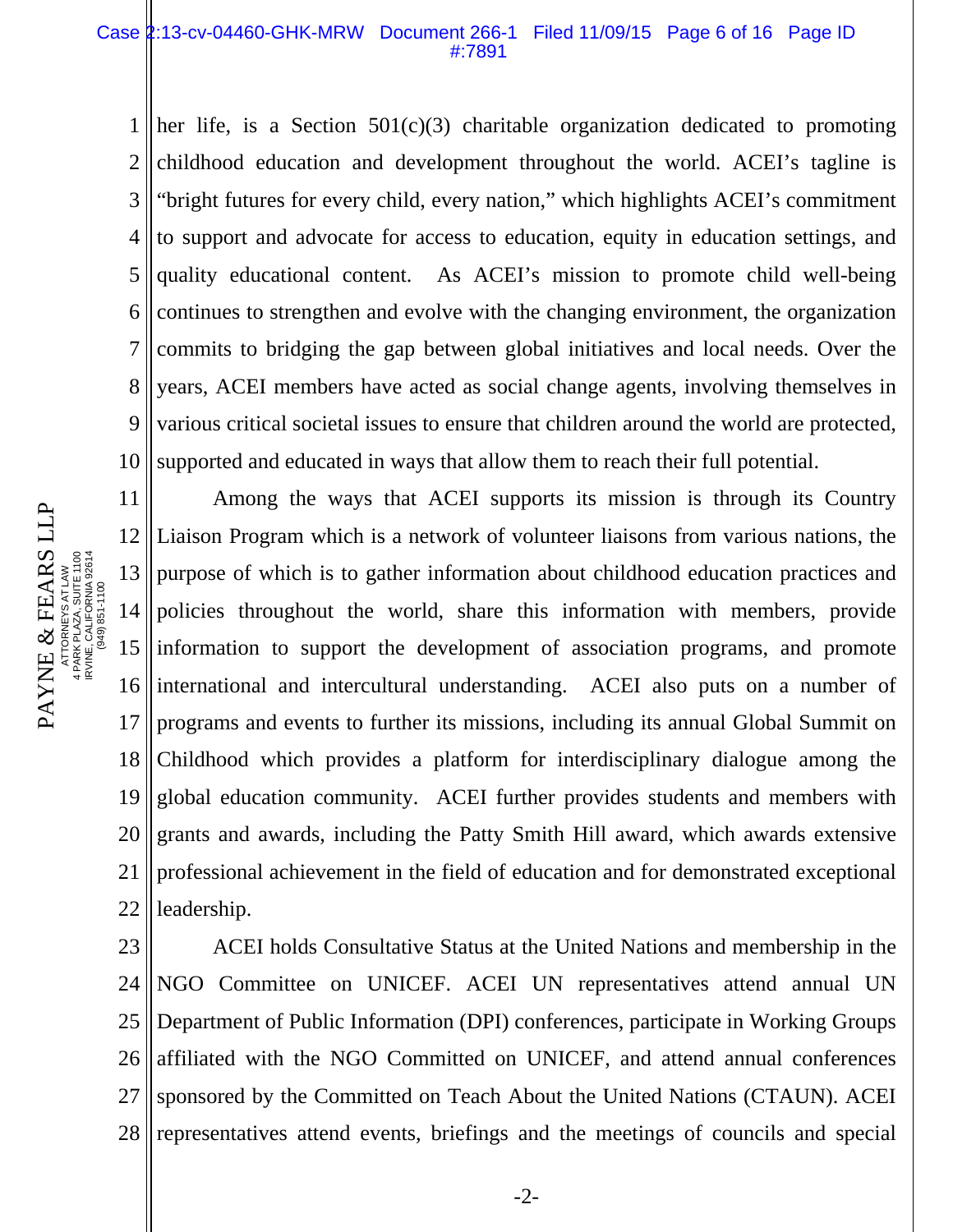her life, is a Section 501(c)(3) charitable organization dedicated to promoting childhood education and development throughout the world. ACEI's tagline is "bright futures for every child, every nation," which highlights ACEI's commitment to support and advocate for access to education, equity in education settings, and quality educational content. As ACEI's mission to promote child well-being continues to strengthen and evolve with the changing environment, the organization commits to bridging the gap between global initiatives and local needs. Over the years, ACEI members have acted as social change agents, involving themselves in various critical societal issues to ensure that children around the world are protected, supported and educated in ways that allow them to reach their full potential.

Among the ways that ACEI supports its mission is through its Country Liaison Program which is a network of volunteer liaisons from various nations, the purpose of which is to gather information about childhood education practices and policies throughout the world, share this information with members, provide information to support the development of association programs, and promote international and intercultural understanding. ACEI also puts on a number of programs and events to further its missions, including its annual Global Summit on Childhood which provides a platform for interdisciplinary dialogue among the global education community. ACEI further provides students and members with grants and awards, including the Patty Smith Hill award, which awards extensive professional achievement in the field of education and for demonstrated exceptional leadership.

ACEI holds Consultative Status at the United Nations and membership in the NGO Committee on UNICEF. ACEI UN representatives attend annual UN Department of Public Information (DPI) conferences, participate in Working Groups affiliated with the NGO Committed on UNICEF, and attend annual conferences sponsored by the Committed on Teach About the United Nations (CTAUN). ACEI representatives attend events, briefings and the meetings of councils and special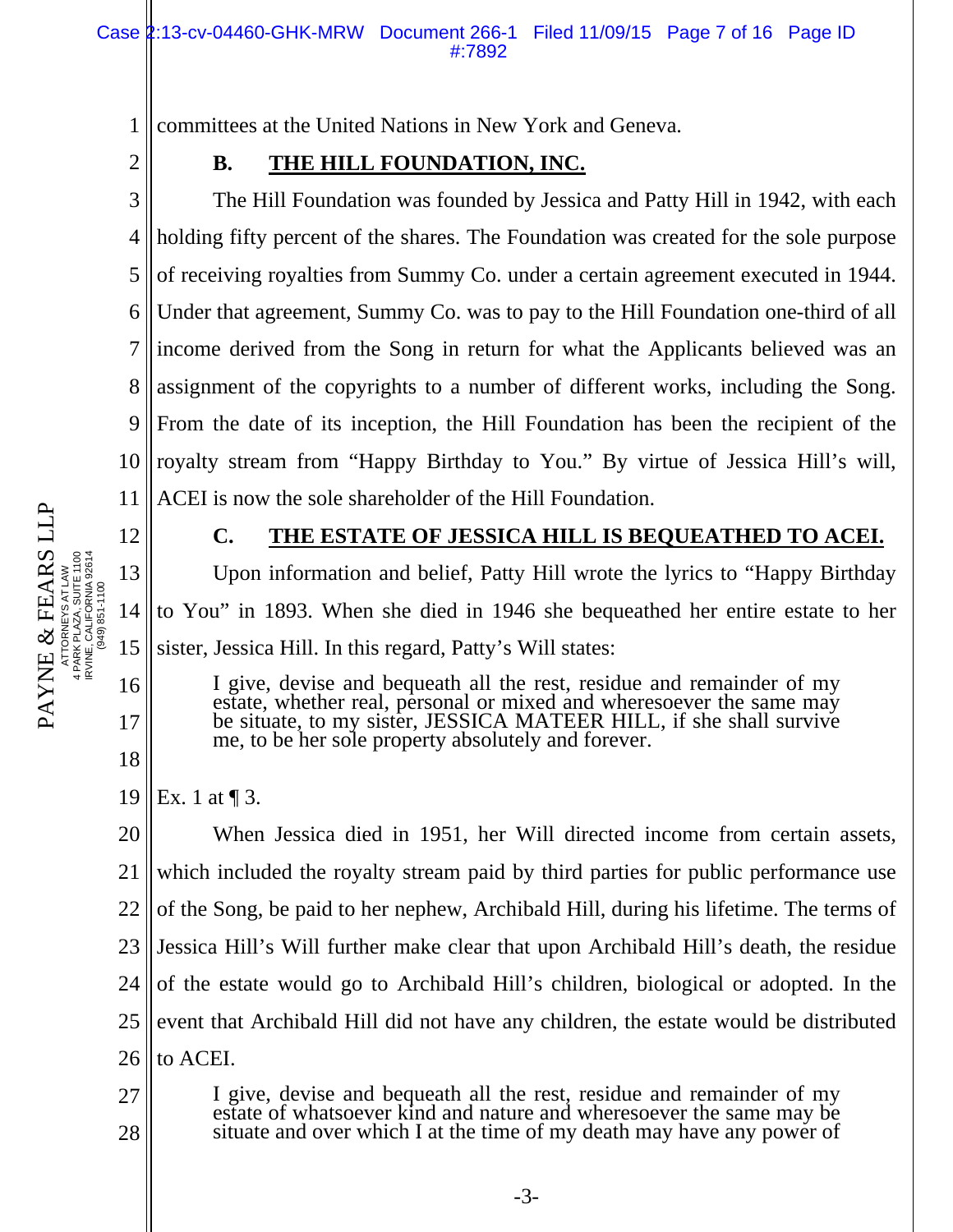committees at the United Nations in New York and Geneva.

## B. THE HILL FOUNDATION, INC.

The Hill Foundation was founded by Jessica and Patty Hill in 1942, with each holding fifty percent of the shares. The Foundation was created for the sole purpose of receiving royalties from Summy Co. under a certain agreement executed in 1944. Under that agreement, Summy Co. was to pay to the Hill Foundation one-third of all income derived from the Song in return for what the Applicants believed was an assignment of the copyrights to a number of different works, including the Song. From the date of its inception, the Hill Foundation has been the recipient of the royalty stream from "Happy Birthday to You." By virtue of Jessica Hill's will, ACEI is now the sole shareholder of the Hill Foundation.

## C. THE ESTATE OF JESSICA HILL IS BEQUEATHED TO ACEI.

Upon information and belief, Patty Hill wrote the lyrics to "Happy Birthday to You" in 1893. When she died in 1946 she bequeathed her entire estate to her sister, Jessica Hill. In this regard, Patty's Will states:

> I give, devise and bequeath all the rest, residue and remainder of my estate, whether real, personal or mixed and wheresoever the same may be situate, to my sister, JESSICA MATEER HILL, if she shall survive me, to be her sole property absolutely and forever.

Ex. 1 at ¶ 3.

When Jessica died in 1951, her Will directed income from certain assets, which included the royalty stream paid by third parties for public performance use of the Song, be paid to her nephew, Archibald Hill, during his lifetime. The terms of Jessica Hill's Will further make clear that upon Archibald Hill's death, the residue of the estate would go to Archibald Hill's children, biological or adopted. In the event that Archibald Hill did not have any children, the estate would be distributed to ACEI.

> I give, devise and bequeath all the rest, residue and remainder of my estate of whatsoever kind and nature and wheresoever the same may be situate and over which I at the time of my death may have any power of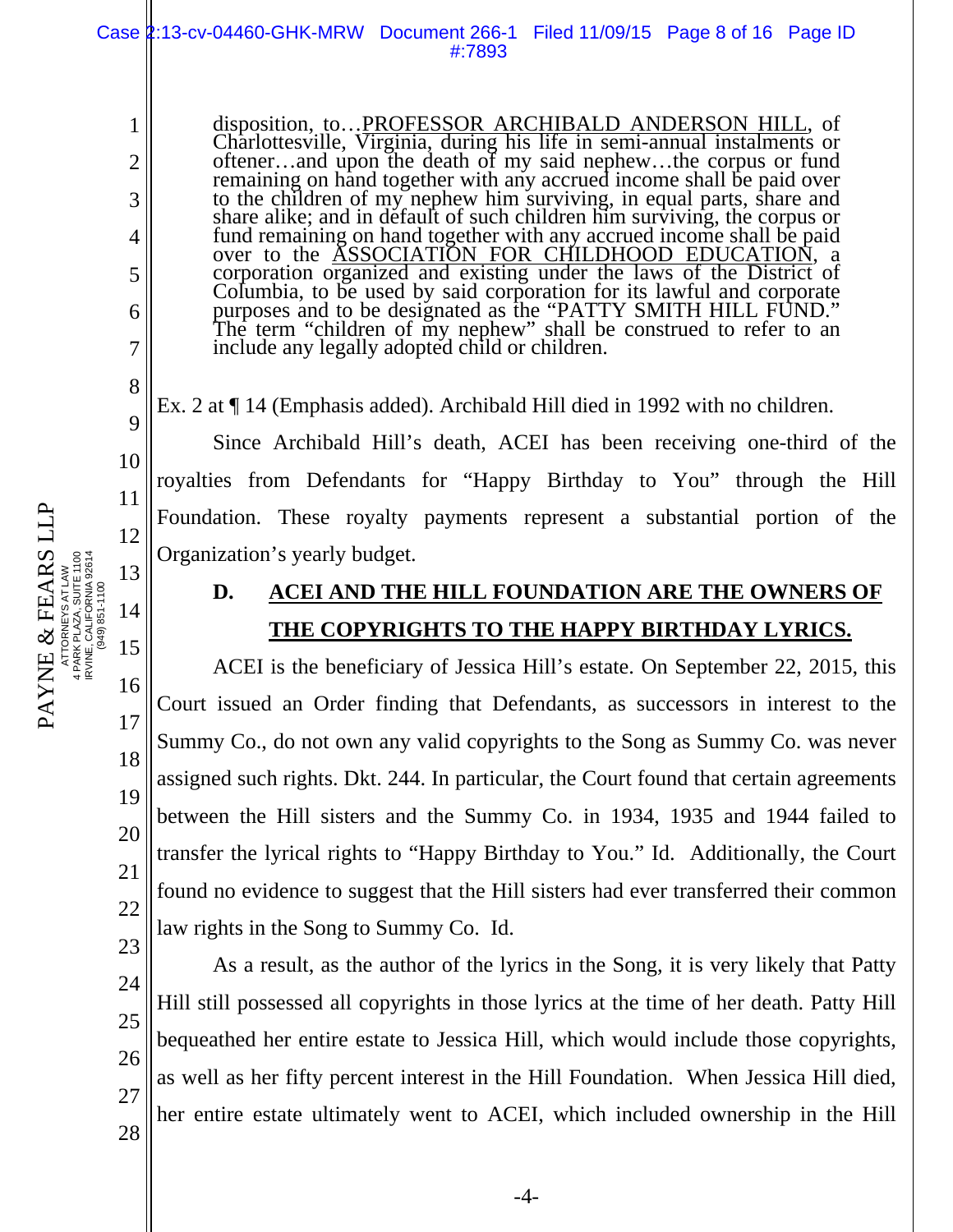> disposition, to…<u>PROFESSOR ARCHIBALD ANDERSON HILL</u>, of Charlottesville, Virginia, during his life in semi-annual instalments or oftener…and upon the death of my said nephew…the corpus or fund remaining on hand together with any accrued income shall be paid over to the children of my nephew him surviving, in equal parts, share and share alike; and in default of such children him surviving, the corpus or fund remaining on hand together with any accrued income shall be paid over to the <u>ASSOCIATION FOR CHILDHOOD EDUCATION</u>, a corporation organized and existing under the laws of the District of Columbia, to be used by said corporation for its lawful and corporate purposes and to be designated as the "PATTY SMITH HILL FUND." The term "children of my nephew" shall be construed to refer to an include any legally adopted child or children.

Ex. 2 at ¶ 14 (Emphasis added). Archibald Hill died in 1992 with no children.

Since Archibald Hill's death, ACEI has been receiving one-third of the royalties from Defendants for "Happy Birthday to You" through the Hill Foundation. These royalty payments represent a substantial portion of the Organization's yearly budget.

### D. ACEI AND THE HILL FOUNDATION ARE THE OWNERS OF THE COPYRIGHTS TO THE HAPPY BIRTHDAY LYRICS.

ACEI is the beneficiary of Jessica Hill's estate. On September 22, 2015, this Court issued an Order finding that Defendants, as successors in interest to the Summy Co., do not own any valid copyrights to the Song as Summy Co. was never assigned such rights. Dkt. 244. In particular, the Court found that certain agreements between the Hill sisters and the Summy Co. in 1934, 1935 and 1944 failed to transfer the lyrical rights to "Happy Birthday to You." Id. Additionally, the Court found no evidence to suggest that the Hill sisters had ever transferred their common law rights in the Song to Summy Co. Id.

As a result, as the author of the lyrics in the Song, it is very likely that Patty Hill still possessed all copyrights in those lyrics at the time of her death. Patty Hill bequeathed her entire estate to Jessica Hill, which would include those copyrights, as well as her fifty percent interest in the Hill Foundation. When Jessica Hill died, her entire estate ultimately went to ACEI, which included ownership in the Hill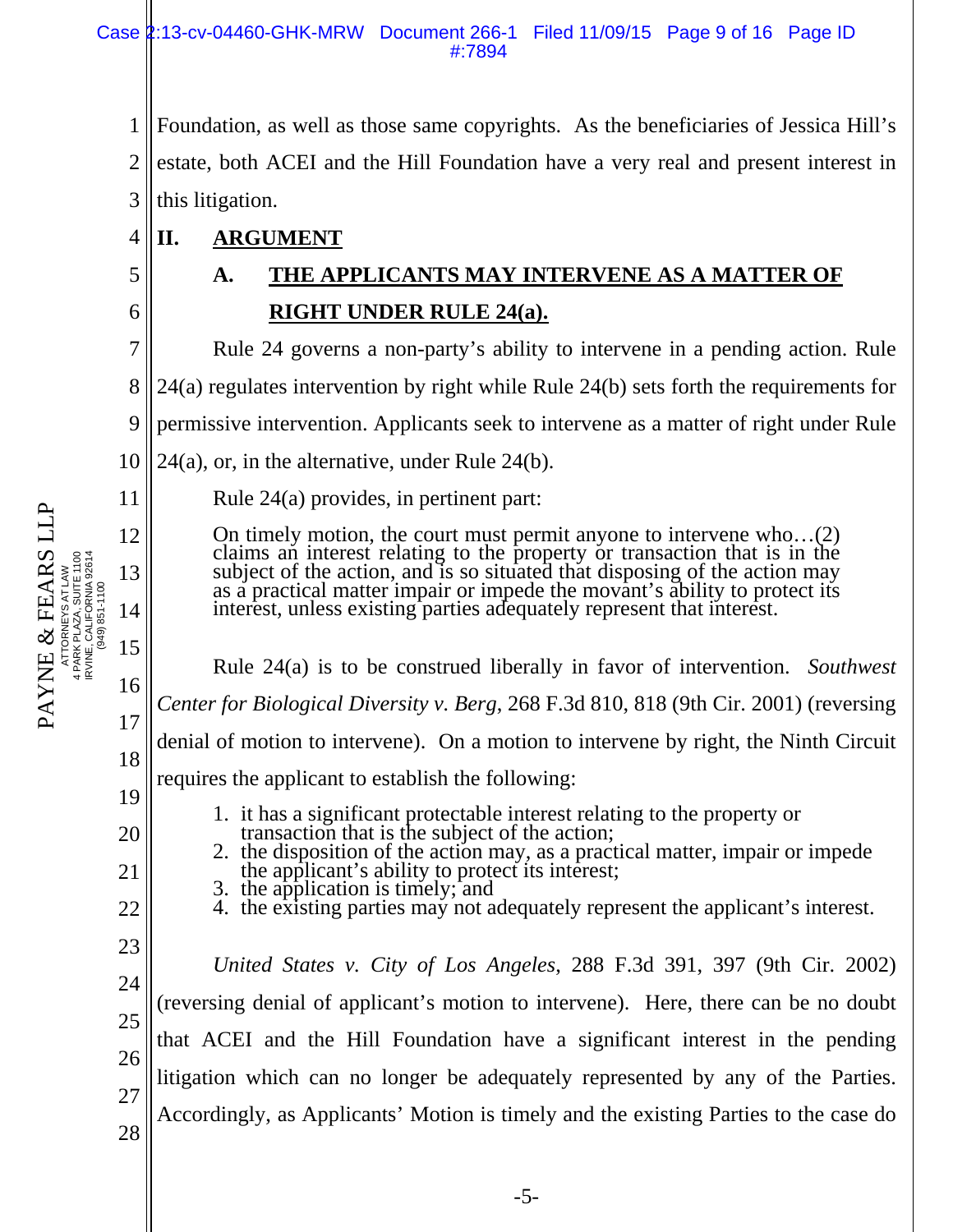Foundation, as well as those same copyrights. As the beneficiaries of Jessica Hill's estate, both ACEI and the Hill Foundation have a very real and present interest in this litigation.

## II. ARGUMENT

### A. THE APPLICANTS MAY INTERVENE AS A MATTER OF RIGHT UNDER RULE 24(a).

Rule 24 governs a non-party's ability to intervene in a pending action. Rule 24(a) regulates intervention by right while Rule 24(b) sets forth the requirements for permissive intervention. Applicants seek to intervene as a matter of right under Rule 24(a), or, in the alternative, under Rule 24(b).

Rule 24(a) provides, in pertinent part:

> On timely motion, the court must permit anyone to intervene who…(2) claims an interest relating to the property or transaction that is in the subject of the action, and is so situated that disposing of the action may as a practical matter impair or impede the movant's ability to protect its interest, unless existing parties adequately represent that interest.

Rule 24(a) is to be construed liberally in favor of intervention. *Southwest Center for Biological Diversity v. Berg*, 268 F.3d 810, 818 (9th Cir. 2001) (reversing denial of motion to intervene). On a motion to intervene by right, the Ninth Circuit requires the applicant to establish the following:

1. it has a significant protectable interest relating to the property or transaction that is the subject of the action;
2. the disposition of the action may, as a practical matter, impair or impede the applicant's ability to protect its interest;
3. the application is timely; and
4. the existing parties may not adequately represent the applicant's interest.

*United States v. City of Los Angeles*, 288 F.3d 391, 397 (9th Cir. 2002) (reversing denial of applicant's motion to intervene). Here, there can be no doubt that ACEI and the Hill Foundation have a significant interest in the pending litigation which can no longer be adequately represented by any of the Parties. Accordingly, as Applicants' Motion is timely and the existing Parties to the case do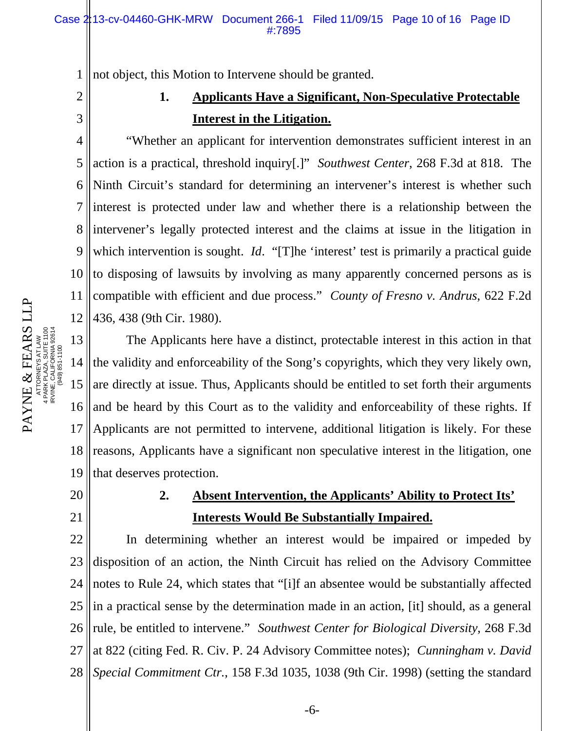not object, this Motion to Intervene should be granted.

### 1. Applicants Have a Significant, Non-Speculative Protectable Interest in the Litigation.

"Whether an applicant for intervention demonstrates sufficient interest in an action is a practical, threshold inquiry[.]" *Southwest Center*, 268 F.3d at 818. The Ninth Circuit's standard for determining an intervener's interest is whether such interest is protected under law and whether there is a relationship between the intervener's legally protected interest and the claims at issue in the litigation in which intervention is sought. *Id*. "[T]he 'interest' test is primarily a practical guide to disposing of lawsuits by involving as many apparently concerned persons as is compatible with efficient and due process." *County of Fresno v. Andrus*, 622 F.2d 436, 438 (9th Cir. 1980).

The Applicants here have a distinct, protectable interest in this action in that the validity and enforceability of the Song's copyrights, which they very likely own, are directly at issue. Thus, Applicants should be entitled to set forth their arguments and be heard by this Court as to the validity and enforceability of these rights. If Applicants are not permitted to intervene, additional litigation is likely. For these reasons, Applicants have a significant non speculative interest in the litigation, one that deserves protection.

### 2. Absent Intervention, the Applicants' Ability to Protect Its' Interests Would Be Substantially Impaired.

In determining whether an interest would be impaired or impeded by disposition of an action, the Ninth Circuit has relied on the Advisory Committee notes to Rule 24, which states that "[i]f an absentee would be substantially affected in a practical sense by the determination made in an action, [it] should, as a general rule, be entitled to intervene." *Southwest Center for Biological Diversity*, 268 F.3d at 822 (citing Fed. R. Civ. P. 24 Advisory Committee notes); *Cunningham v. David Special Commitment Ctr.*, 158 F.3d 1035, 1038 (9th Cir. 1998) (setting the standard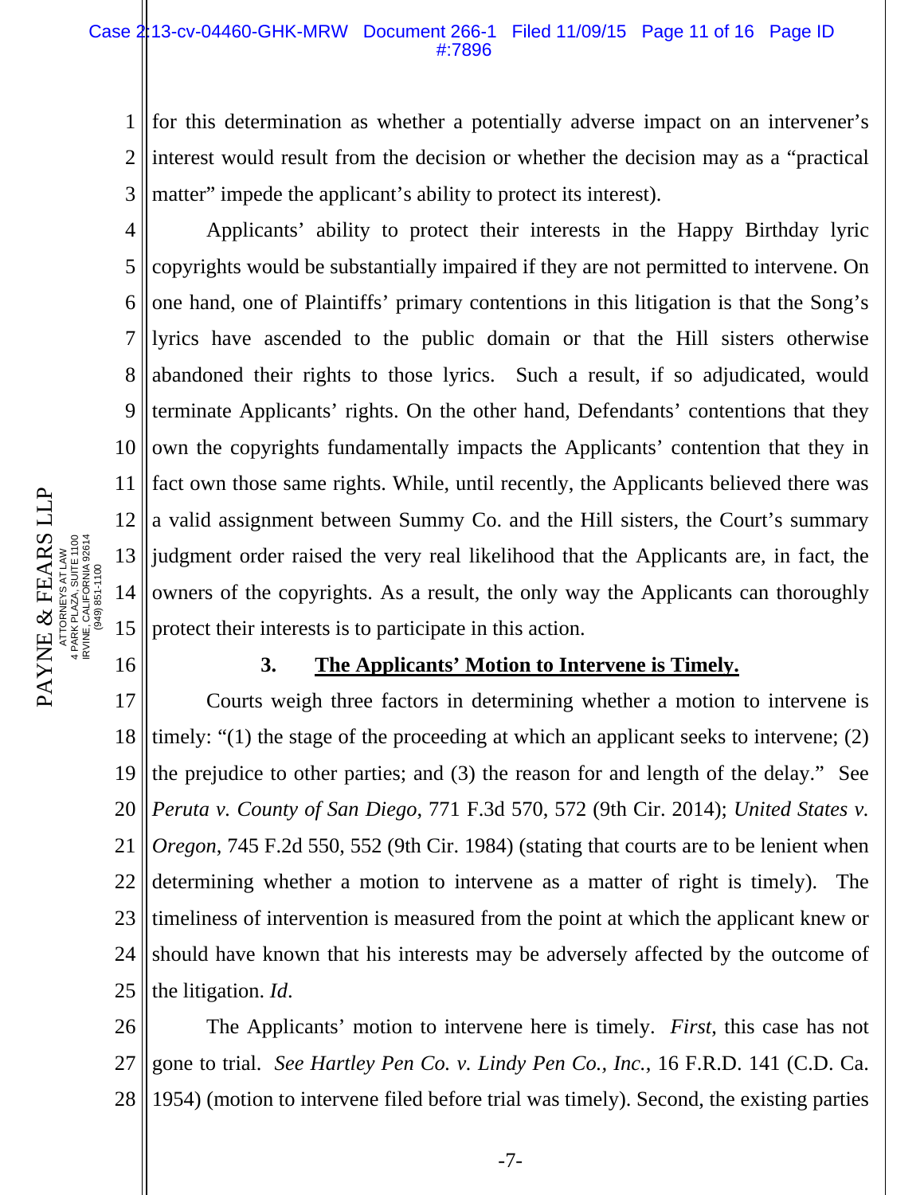for this determination as whether a potentially adverse impact on an intervener's interest would result from the decision or whether the decision may as a "practical matter" impede the applicant's ability to protect its interest).

Applicants' ability to protect their interests in the Happy Birthday lyric copyrights would be substantially impaired if they are not permitted to intervene. On one hand, one of Plaintiffs' primary contentions in this litigation is that the Song's lyrics have ascended to the public domain or that the Hill sisters otherwise abandoned their rights to those lyrics. Such a result, if so adjudicated, would terminate Applicants' rights. On the other hand, Defendants' contentions that they own the copyrights fundamentally impacts the Applicants' contention that they in fact own those same rights. While, until recently, the Applicants believed there was a valid assignment between Summy Co. and the Hill sisters, the Court's summary judgment order raised the very real likelihood that the Applicants are, in fact, the owners of the copyrights. As a result, the only way the Applicants can thoroughly protect their interests is to participate in this action.

### 3. **The Applicants' Motion to Intervene is Timely.**

Courts weigh three factors in determining whether a motion to intervene is timely: "(1) the stage of the proceeding at which an applicant seeks to intervene; (2) the prejudice to other parties; and (3) the reason for and length of the delay." See *Peruta v. County of San Diego*, 771 F.3d 570, 572 (9th Cir. 2014); *United States v. Oregon*, 745 F.2d 550, 552 (9th Cir. 1984) (stating that courts are to be lenient when determining whether a motion to intervene as a matter of right is timely). The timeliness of intervention is measured from the point at which the applicant knew or should have known that his interests may be adversely affected by the outcome of the litigation. *Id*.

The Applicants' motion to intervene here is timely. *First*, this case has not gone to trial. *See Hartley Pen Co. v. Lindy Pen Co., Inc.*, 16 F.R.D. 141 (C.D. Ca. 1954) (motion to intervene filed before trial was timely). Second, the existing parties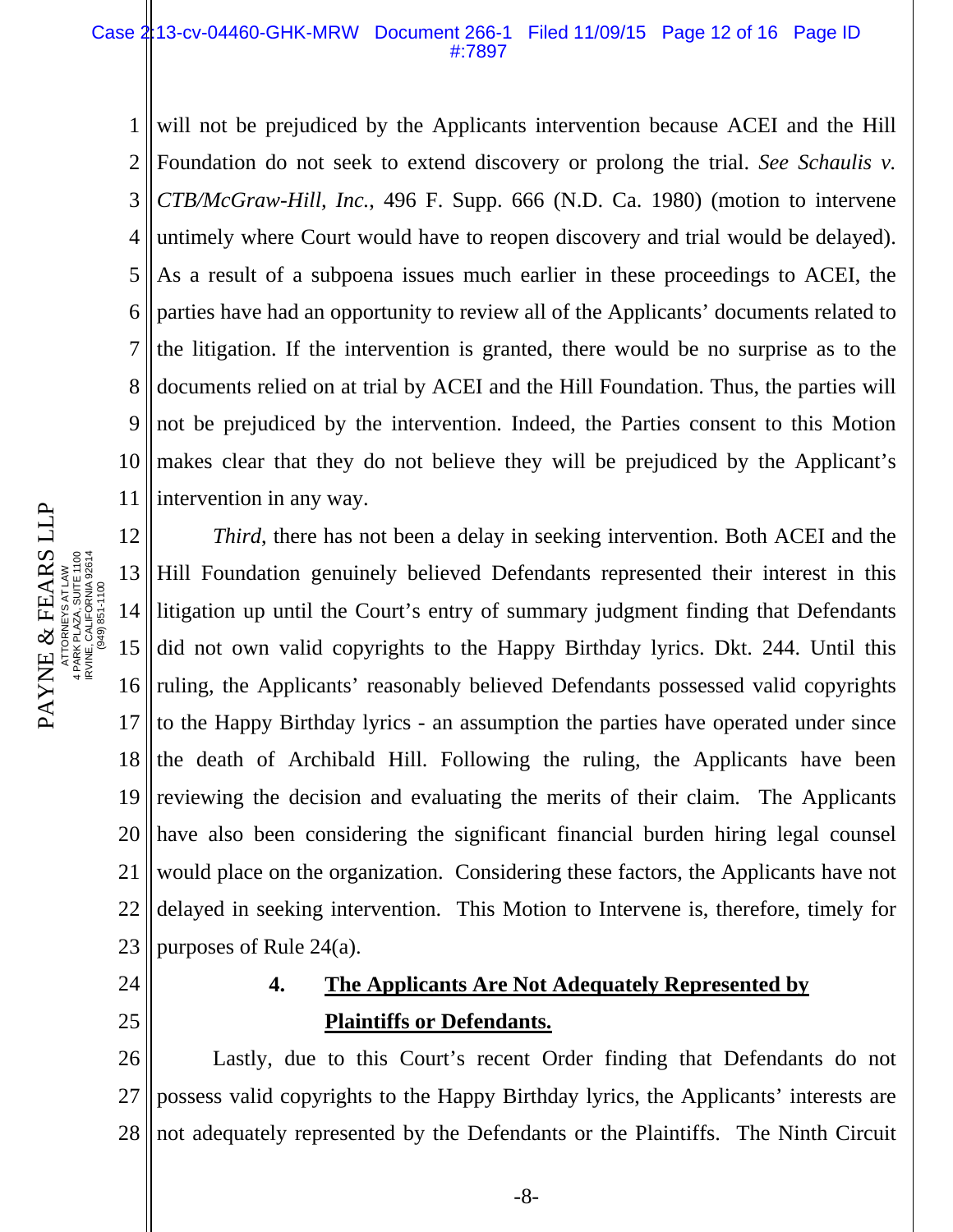will not be prejudiced by the Applicants intervention because ACEI and the Hill Foundation do not seek to extend discovery or prolong the trial. *See Schaulis v. CTB/McGraw-Hill, Inc.*, 496 F. Supp. 666 (N.D. Ca. 1980) (motion to intervene untimely where Court would have to reopen discovery and trial would be delayed). As a result of a subpoena issues much earlier in these proceedings to ACEI, the parties have had an opportunity to review all of the Applicants' documents related to the litigation. If the intervention is granted, there would be no surprise as to the documents relied on at trial by ACEI and the Hill Foundation. Thus, the parties will not be prejudiced by the intervention. Indeed, the Parties consent to this Motion makes clear that they do not believe they will be prejudiced by the Applicant's intervention in any way.

*Third*, there has not been a delay in seeking intervention. Both ACEI and the Hill Foundation genuinely believed Defendants represented their interest in this litigation up until the Court's entry of summary judgment finding that Defendants did not own valid copyrights to the Happy Birthday lyrics. Dkt. 244. Until this ruling, the Applicants' reasonably believed Defendants possessed valid copyrights to the Happy Birthday lyrics - an assumption the parties have operated under since the death of Archibald Hill. Following the ruling, the Applicants have been reviewing the decision and evaluating the merits of their claim. The Applicants have also been considering the significant financial burden hiring legal counsel would place on the organization. Considering these factors, the Applicants have not delayed in seeking intervention. This Motion to Intervene is, therefore, timely for purposes of Rule 24(a).

### 4. **The Applicants Are Not Adequately Represented by Plaintiffs or Defendants.**

Lastly, due to this Court's recent Order finding that Defendants do not possess valid copyrights to the Happy Birthday lyrics, the Applicants' interests are not adequately represented by the Defendants or the Plaintiffs. The Ninth Circuit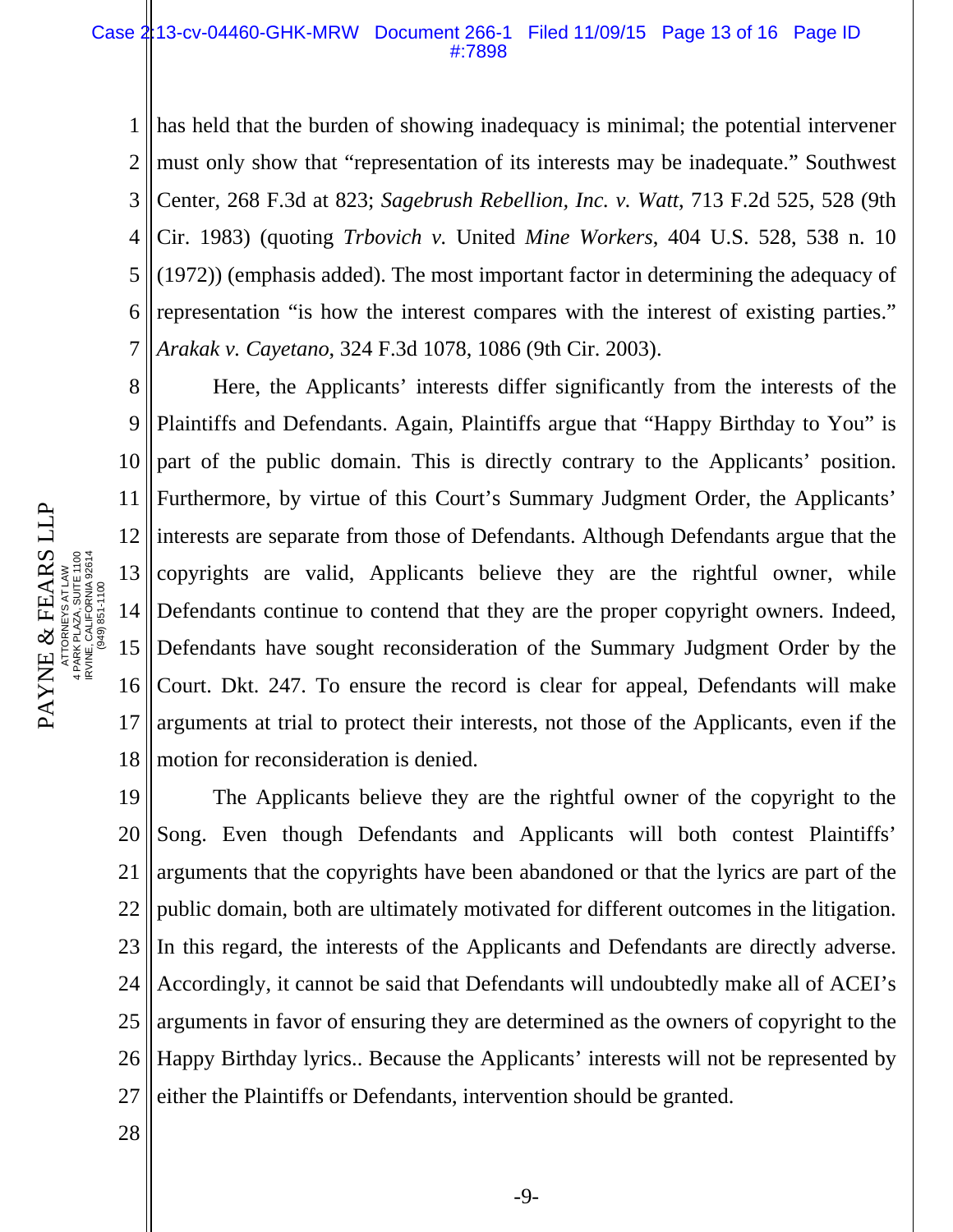has held that the burden of showing inadequacy is minimal; the potential intervener must only show that "representation of its interests may be inadequate." Southwest Center, 268 F.3d at 823; *Sagebrush Rebellion, Inc. v. Watt*, 713 F.2d 525, 528 (9th Cir. 1983) (quoting *Trbovich v.* United *Mine Workers*, 404 U.S. 528, 538 n. 10 (1972)) (emphasis added). The most important factor in determining the adequacy of representation "is how the interest compares with the interest of existing parties." *Arakak v. Cayetano*, 324 F.3d 1078, 1086 (9th Cir. 2003).

Here, the Applicants' interests differ significantly from the interests of the Plaintiffs and Defendants. Again, Plaintiffs argue that "Happy Birthday to You" is part of the public domain. This is directly contrary to the Applicants' position. Furthermore, by virtue of this Court's Summary Judgment Order, the Applicants' interests are separate from those of Defendants. Although Defendants argue that the copyrights are valid, Applicants believe they are the rightful owner, while Defendants continue to contend that they are the proper copyright owners. Indeed, Defendants have sought reconsideration of the Summary Judgment Order by the Court. Dkt. 247. To ensure the record is clear for appeal, Defendants will make arguments at trial to protect their interests, not those of the Applicants, even if the motion for reconsideration is denied.

The Applicants believe they are the rightful owner of the copyright to the Song. Even though Defendants and Applicants will both contest Plaintiffs' arguments that the copyrights have been abandoned or that the lyrics are part of the public domain, both are ultimately motivated for different outcomes in the litigation. In this regard, the interests of the Applicants and Defendants are directly adverse. Accordingly, it cannot be said that Defendants will undoubtedly make all of ACEI's arguments in favor of ensuring they are determined as the owners of copyright to the Happy Birthday lyrics.. Because the Applicants' interests will not be represented by either the Plaintiffs or Defendants, intervention should be granted.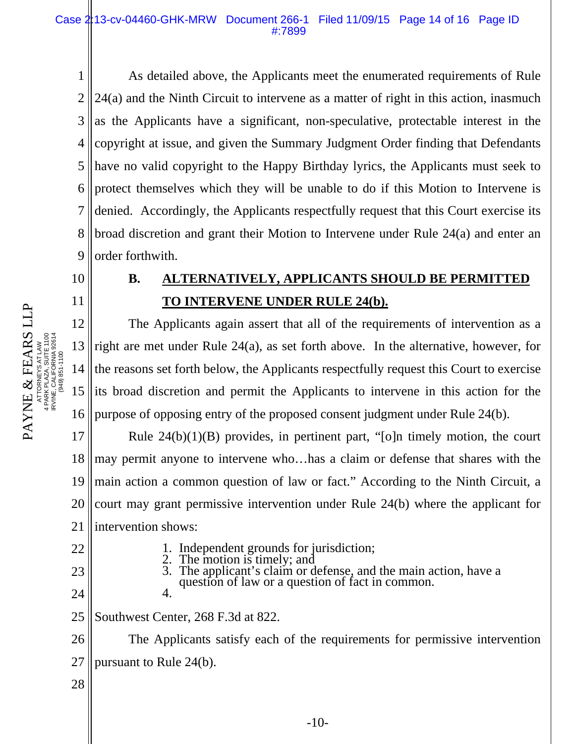As detailed above, the Applicants meet the enumerated requirements of Rule 24(a) and the Ninth Circuit to intervene as a matter of right in this action, inasmuch as the Applicants have a significant, non-speculative, protectable interest in the copyright at issue, and given the Summary Judgment Order finding that Defendants have no valid copyright to the Happy Birthday lyrics, the Applicants must seek to protect themselves which they will be unable to do if this Motion to Intervene is denied. Accordingly, the Applicants respectfully request that this Court exercise its broad discretion and grant their Motion to Intervene under Rule 24(a) and enter an order forthwith.

## B. ALTERNATIVELY, APPLICANTS SHOULD BE PERMITTED TO INTERVENE UNDER RULE 24(b).

The Applicants again assert that all of the requirements of intervention as a right are met under Rule 24(a), as set forth above. In the alternative, however, for the reasons set forth below, the Applicants respectfully request this Court to exercise its broad discretion and permit the Applicants to intervene in this action for the purpose of opposing entry of the proposed consent judgment under Rule 24(b).

Rule 24(b)(1)(B) provides, in pertinent part, "[o]n timely motion, the court may permit anyone to intervene who…has a claim or defense that shares with the main action a common question of law or fact." According to the Ninth Circuit, a court may grant permissive intervention under Rule 24(b) where the applicant for intervention shows:

1. Independent grounds for jurisdiction;
2. The motion is timely; and
3. The applicant's claim or defense, and the main action, have a question of law or a question of fact in common.
4.

Southwest Center, 268 F.3d at 822.

The Applicants satisfy each of the requirements for permissive intervention pursuant to Rule 24(b).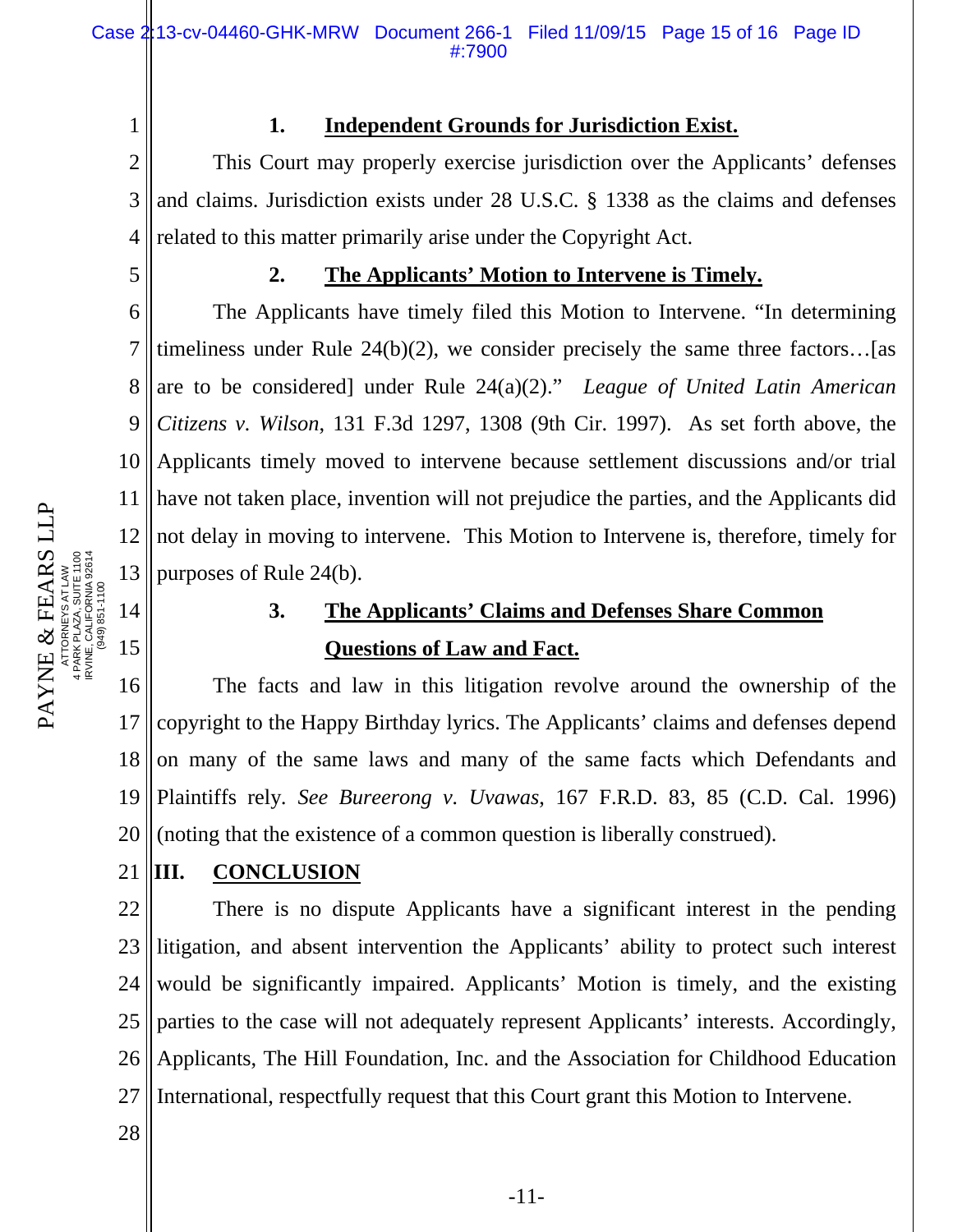### 1. Independent Grounds for Jurisdiction Exist.

This Court may properly exercise jurisdiction over the Applicants' defenses and claims. Jurisdiction exists under 28 U.S.C. § 1338 as the claims and defenses related to this matter primarily arise under the Copyright Act.

### 2. The Applicants' Motion to Intervene is Timely.

The Applicants have timely filed this Motion to Intervene. "In determining timeliness under Rule 24(b)(2), we consider precisely the same three factors…[as are to be considered] under Rule 24(a)(2)." *League of United Latin American Citizens v. Wilson*, 131 F.3d 1297, 1308 (9th Cir. 1997). As set forth above, the Applicants timely moved to intervene because settlement discussions and/or trial have not taken place, invention will not prejudice the parties, and the Applicants did not delay in moving to intervene. This Motion to Intervene is, therefore, timely for purposes of Rule 24(b).

### 3. The Applicants' Claims and Defenses Share Common Questions of Law and Fact.

The facts and law in this litigation revolve around the ownership of the copyright to the Happy Birthday lyrics. The Applicants' claims and defenses depend on many of the same laws and many of the same facts which Defendants and Plaintiffs rely. *See Bureerong v. Uvawas*, 167 F.R.D. 83, 85 (C.D. Cal. 1996) (noting that the existence of a common question is liberally construed).

## III. CONCLUSION

There is no dispute Applicants have a significant interest in the pending litigation, and absent intervention the Applicants' ability to protect such interest would be significantly impaired. Applicants' Motion is timely, and the existing parties to the case will not adequately represent Applicants' interests. Accordingly, Applicants, The Hill Foundation, Inc. and the Association for Childhood Education International, respectfully request that this Court grant this Motion to Intervene.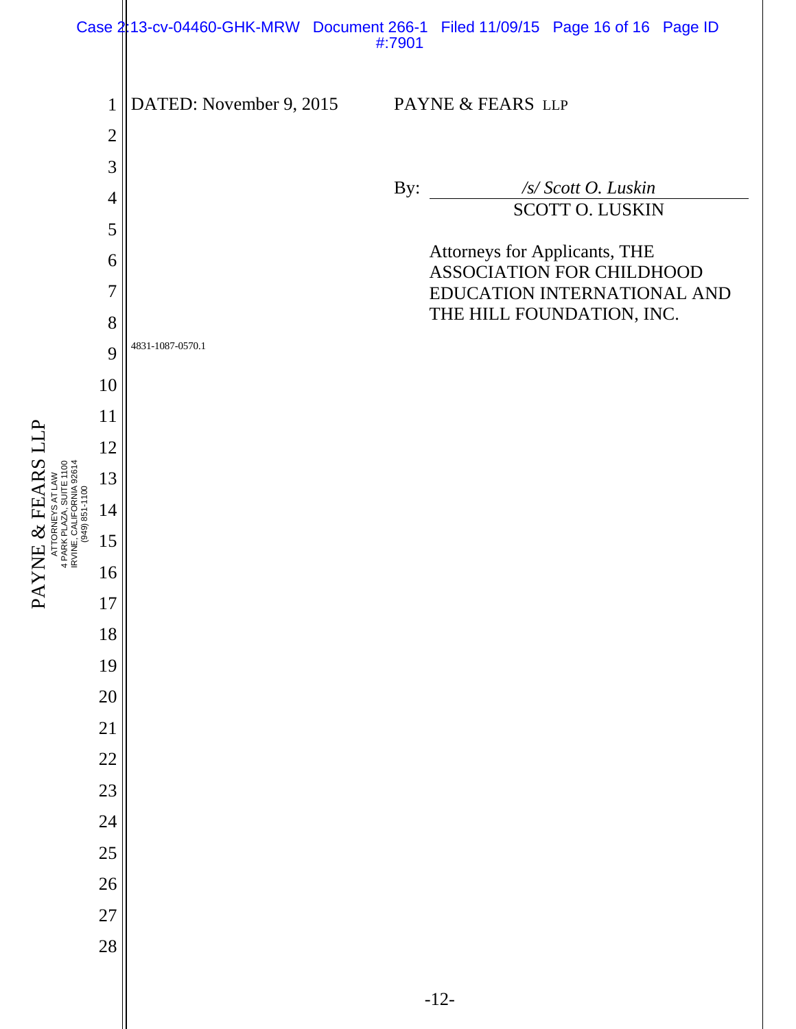DATED: November 9, 2015

PAYNE & FEARS LLP

By: */s/ Scott O. Luskin*
SCOTT O. LUSKIN

Attorneys for Applicants, THE ASSOCIATION FOR CHILDHOOD EDUCATION INTERNATIONAL AND THE HILL FOUNDATION, INC.

4831-1087-0570.1